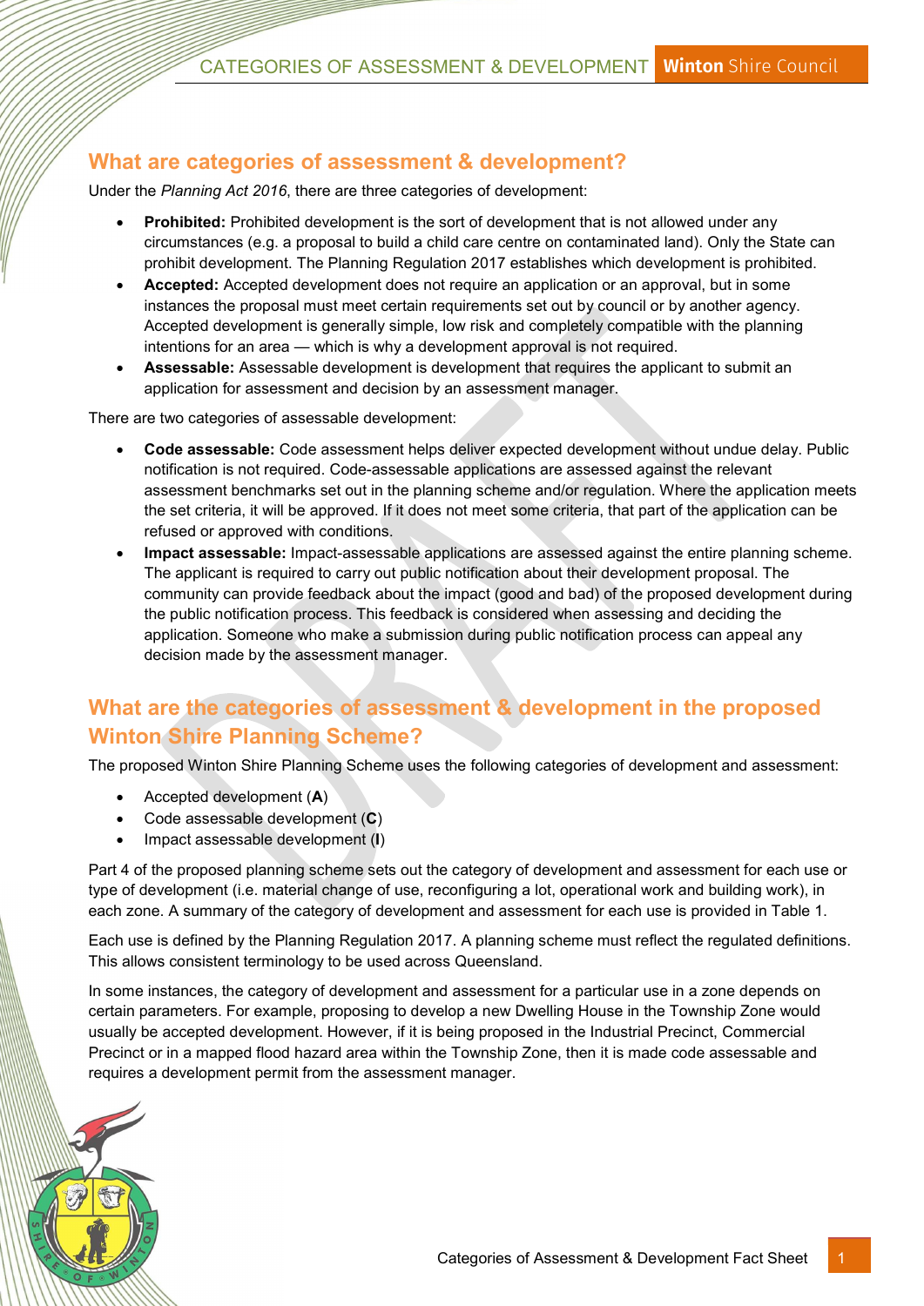## What are categories of assessment & development?

Under the *Planning Act 2016*, there are three categories of development:

- **Prohibited:** Prohibited development is the sort of development that is not allowed under any circumstances (e.g. a proposal to build a child care centre on contaminated land). Only the State can prohibit development. The Planning Regulation 2017 establishes which development is prohibited.
- **Accepted:** Accepted development does not require an application or an approval, but in some instances the proposal must meet certain requirements set out by council or by another agency. Accepted development is generally simple, low risk and completely compatible with the planning intentions for an area — which is why a development approval is not required.
- **Assessable:** Assessable development is development that requires the applicant to submit an application for assessment and decision by an assessment manager.

There are two categories of assessable development:

- **Code assessable:** Code assessment helps deliver expected development without undue delay. Public notification is not required. Code-assessable applications are assessed against the relevant assessment benchmarks set out in the planning scheme and/or regulation. Where the application meets the set criteria, it will be approved. If it does not meet some criteria, that part of the application can be refused or approved with conditions.
- **Impact assessable:** Impact-assessable applications are assessed against the entire planning scheme. The applicant is required to carry out public notification about their development proposal. The community can provide feedback about the impact (good and bad) of the proposed development during the public notification process. This feedback is considered when assessing and deciding the application. Someone who make a submission during public notification process can appeal any decision made by the assessment manager.

## What are the categories of assessment & development in the proposed Winton Shire Planning Scheme?

The proposed Winton Shire Planning Scheme uses the following categories of development and assessment:

- Accepted development (**A**)
- Code assessable development (**C**)
- Impact assessable development (**I**)

Part 4 of the proposed planning scheme sets out the category of development and assessment for each use or type of development (i.e. material change of use, reconfiguring a lot, operational work and building work), in each zone. A summary of the category of development and assessment for each use is provided in Table 1.

Each use is defined by the Planning Regulation 2017. A planning scheme must reflect the regulated definitions. This allows consistent terminology to be used across Queensland.

In some instances, the category of development and assessment for a particular use in a zone depends on certain parameters. For example, proposing to develop a new Dwelling House in the Township Zone would usually be accepted development. However, if it is being proposed in the Industrial Precinct, Commercial Precinct or in a mapped flood hazard area within the Township Zone, then it is made code assessable and requires a development permit from the assessment manager.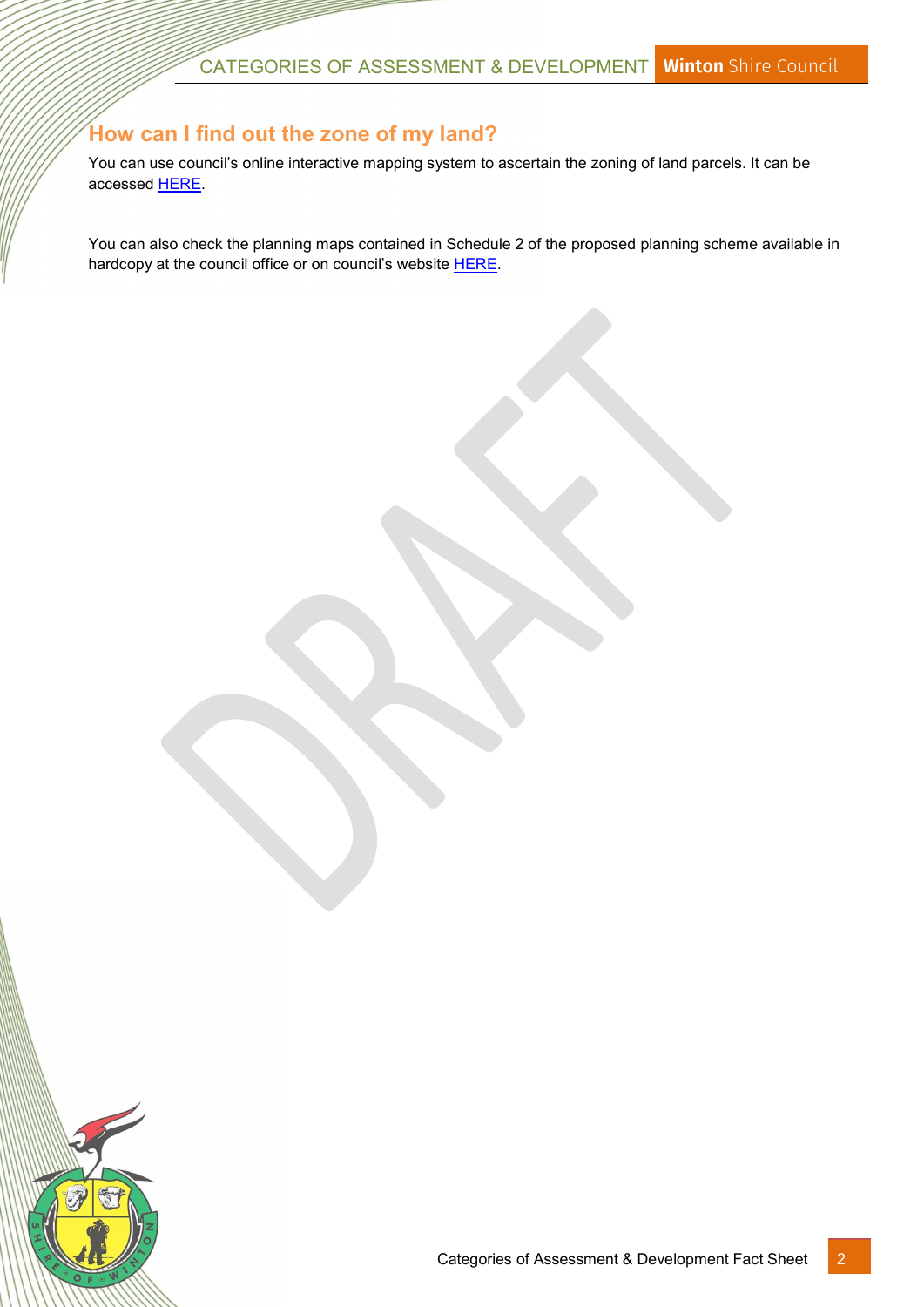## How can I find out the zone of my land?

You can use council's online interactive mapping system to ascertain the zoning of land parcels. It can be accessed HERE.

You can also check the planning maps contained in Schedule 2 of the proposed planning scheme available in hardcopy at the council office or on council's website HERE.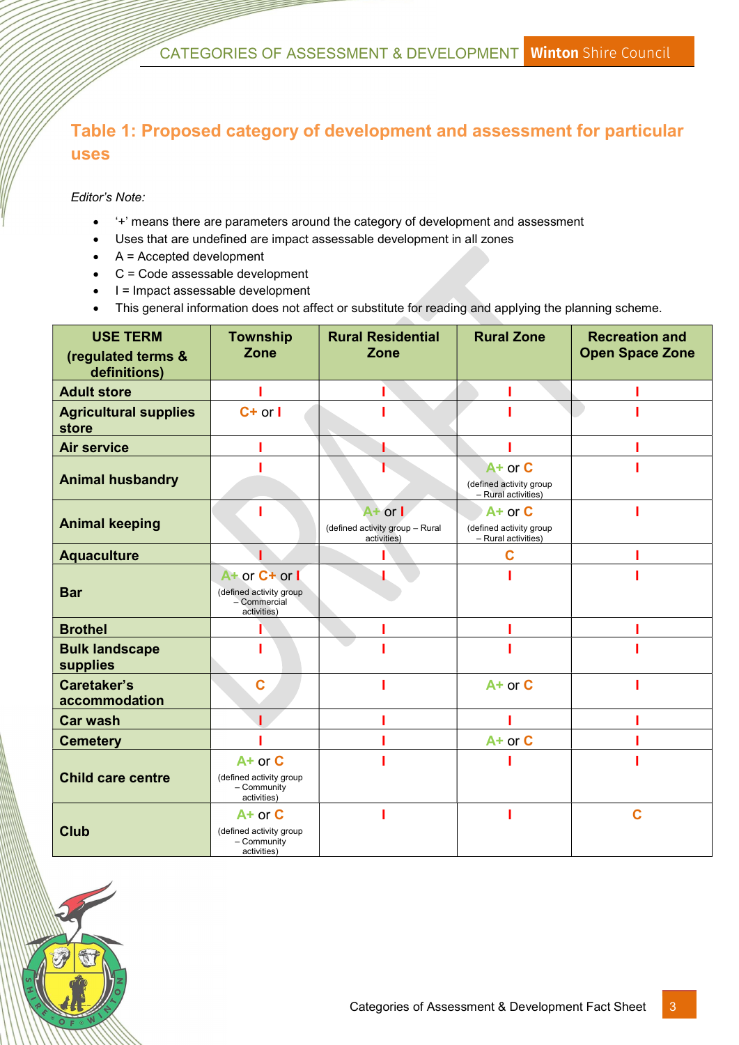## Table 1: Proposed category of development and assessment for particular uses

*Editor's Note:*

- '+' means there are parameters around the category of development and assessment
- Uses that are undefined are impact assessable development in all zones
- A = Accepted development
- C = Code assessable development
- I = Impact assessable development
- This general information does not affect or substitute for reading and applying the planning scheme.

| USE TERM (regulated terms & definitions) | Township Zone | Rural Residential Zone | Rural Zone | Recreation and Open Space Zone |
|---|---|---|---|---|
| **Adult store** | I | I | I | I |
| **Agricultural supplies store** | C+ or I | I | I | I |
| **Air service** | I | I | I | I |
| **Animal husbandry** | I | I | A+ or C (defined activity group – Rural activities) | I |
| **Animal keeping** | I | A+ or I (defined activity group – Rural activities) | A+ or C (defined activity group – Rural activities) | I |
| **Aquaculture** | I | I | C | I |
| **Bar** | A+ or C+ or I (defined activity group – Commercial activities) | I | I | I |
| **Brothel** | I | I | I | I |
| **Bulk landscape supplies** | I | I | I | I |
| **Caretaker's accommodation** | C | I | A+ or C | I |
| **Car wash** | I | I | I | I |
| **Cemetery** | I | I | A+ or C | I |
| **Child care centre** | A+ or C (defined activity group – Community activities) | I | I | I |
| **Club** | A+ or C (defined activity group – Community activities) | I | I | C |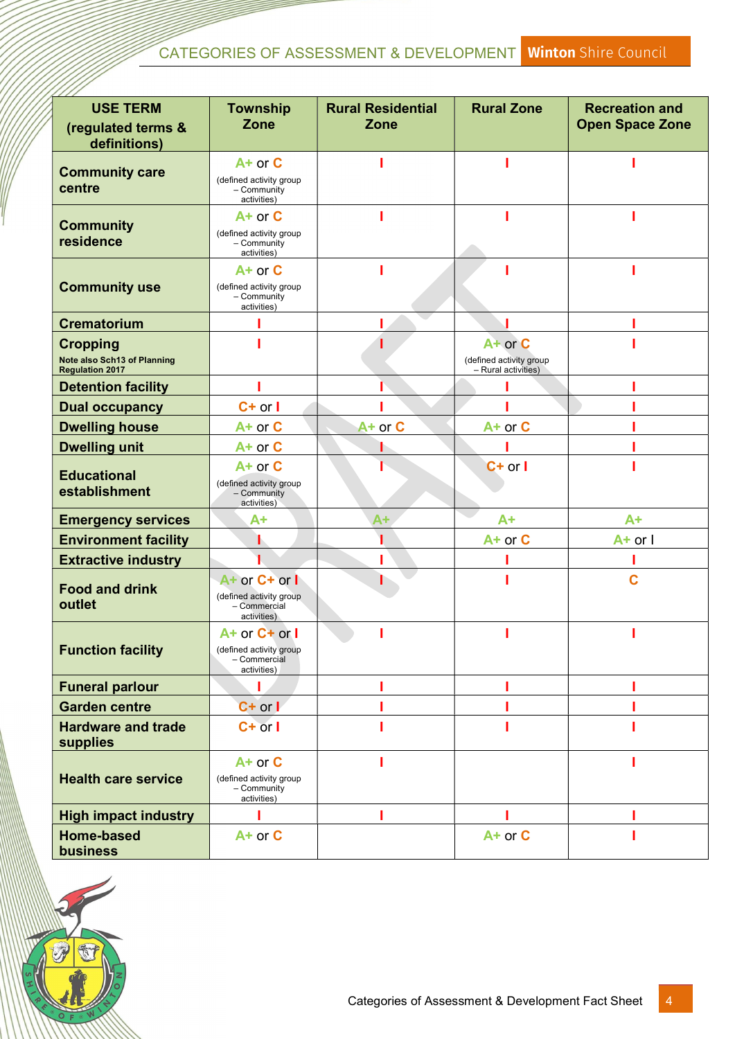| USE TERM (regulated terms & definitions) | Township Zone | Rural Residential Zone | Rural Zone | Recreation and Open Space Zone |
|---|---|---|---|---|
| **Community care centre** | A+ or C (defined activity group – Community activities) | I | I | I |
| **Community residence** | A+ or C (defined activity group – Community activities) | I | I | I |
| **Community use** | A+ or C (defined activity group – Community activities) | I | I | I |
| **Crematorium** | I | I | I | I |
| **Cropping** Note also Sch13 of Planning Regulation 2017 | I | I | A+ or C (defined activity group – Rural activities) | I |
| **Detention facility** | I | I | I | I |
| **Dual occupancy** | C+ or I | I | I | I |
| **Dwelling house** | A+ or C | A+ or C | A+ or C | I |
| **Dwelling unit** | A+ or C | I | I | I |
| **Educational establishment** | A+ or C (defined activity group – Community activities) | I | C+ or I | I |
| **Emergency services** | A+ | A+ | A+ | A+ |
| **Environment facility** | I | I | A+ or C | A+ or I |
| **Extractive industry** | I | I | I | I |
| **Food and drink outlet** | A+ or C+ or I (defined activity group – Commercial activities) | I | I | C |
| **Function facility** | A+ or C+ or I (defined activity group – Commercial activities) | I | I | I |
| **Funeral parlour** | I | I | I | I |
| **Garden centre** | C+ or I | I | I | I |
| **Hardware and trade supplies** | C+ or I | I | I | I |
| **Health care service** | A+ or C (defined activity group – Community activities) | I | | I |
| **High impact industry** | I | I | I | I |
| **Home-based business** | A+ or C | | A+ or C | I |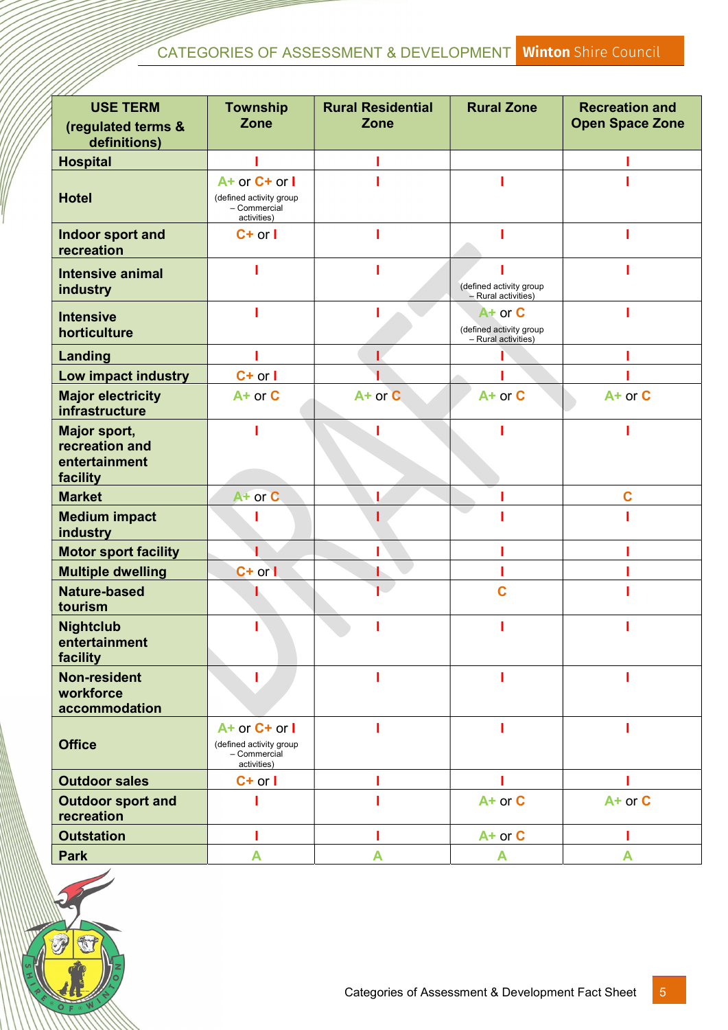| USE TERM (regulated terms & definitions) | Township Zone | Rural Residential Zone | Rural Zone | Recreation and Open Space Zone |
|---|---|---|---|---|
| Hospital | I | I | | I |
| Hotel | A+ or C+ or I (defined activity group – Commercial activities) | I | I | I |
| Indoor sport and recreation | C+ or I | I | I | I |
| Intensive animal industry | I | I | I (defined activity group – Rural activities) | I |
| Intensive horticulture | I | I | A+ or C (defined activity group – Rural activities) | I |
| Landing | I | I | I | I |
| Low impact industry | C+ or I | I | I | I |
| Major electricity infrastructure | A+ or C | A+ or C | A+ or C | A+ or C |
| Major sport, recreation and entertainment facility | I | I | I | I |
| Market | A+ or C | I | I | C |
| Medium impact industry | I | I | I | I |
| Motor sport facility | I | I | I | I |
| Multiple dwelling | C+ or I | I | I | I |
| Nature-based tourism | I | I | C | I |
| Nightclub entertainment facility | I | I | I | I |
| Non-resident workforce accommodation | I | I | I | I |
| Office | A+ or C+ or I (defined activity group – Commercial activities) | I | I | I |
| Outdoor sales | C+ or I | I | I | I |
| Outdoor sport and recreation | I | I | A+ or C | A+ or C |
| Outstation | I | I | A+ or C | I |
| Park | A | A | A | A |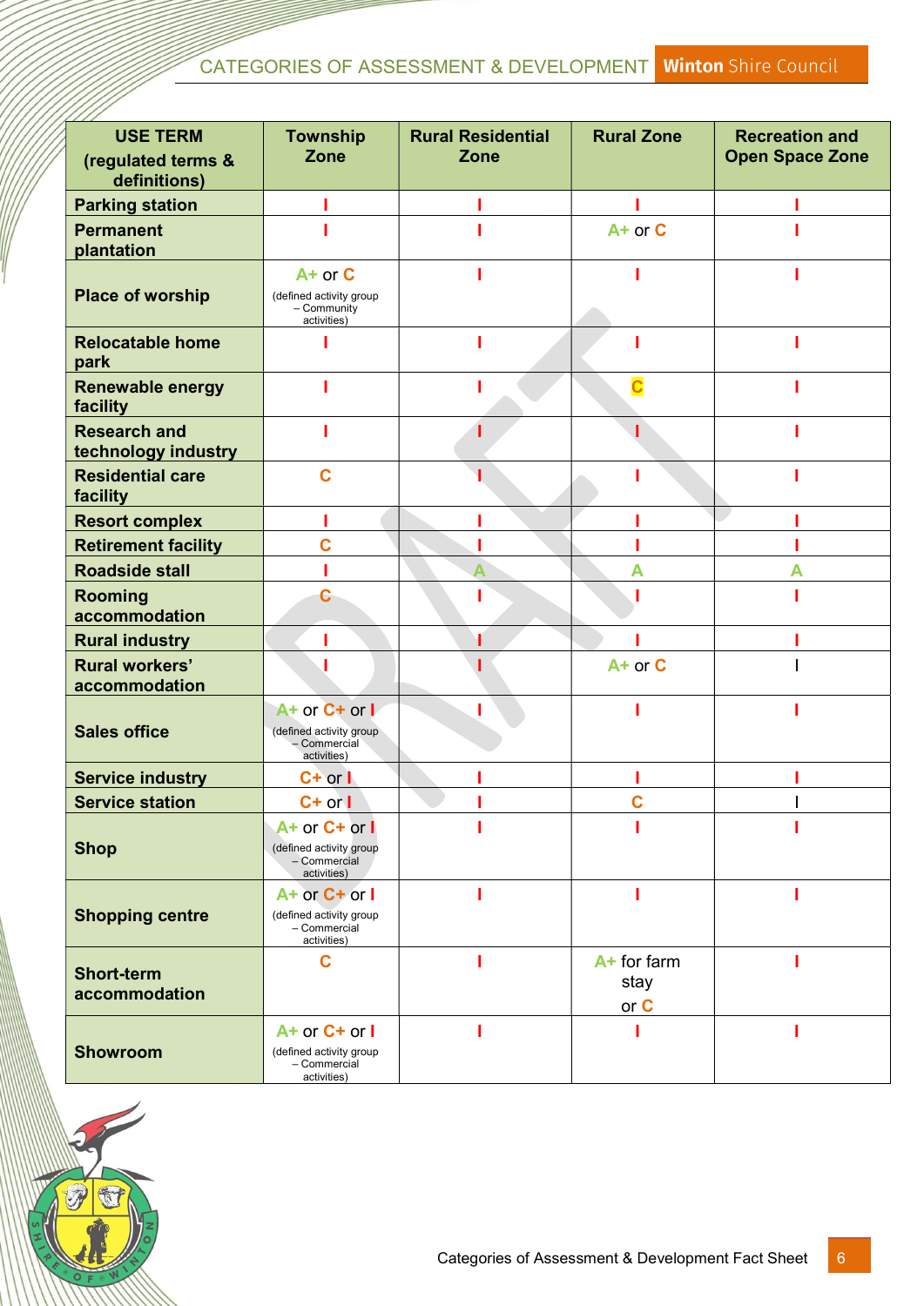| USE TERM (regulated terms & definitions) | Township Zone | Rural Residential Zone | Rural Zone | Recreation and Open Space Zone |
|---|---|---|---|---|
| Parking station | I | I | I | I |
| Permanent plantation | I | I | A+ or C | I |
| Place of worship | A+ or C (defined activity group – Community activities) | I | I | I |
| Relocatable home park | I | I | I | I |
| Renewable energy facility | I | I | C | I |
| Research and technology industry | I | I | I | I |
| Residential care facility | C | I | I | I |
| Resort complex | I | I | I | I |
| Retirement facility | C | I | I | I |
| Roadside stall | I | A | A | A |
| Rooming accommodation | C | I | I | I |
| Rural industry | I | I | I | I |
| Rural workers' accommodation | I | I | A+ or C | I |
| Sales office | A+ or C+ or I (defined activity group – Commercial activities) | I | I | I |
| Service industry | C+ or I | I | I | I |
| Service station | C+ or I | I | C | I |
| Shop | A+ or C+ or I (defined activity group – Commercial activities) | I | I | I |
| Shopping centre | A+ or C+ or I (defined activity group – Commercial activities) | I | I | I |
| Short-term accommodation | C | I | A+ for farm stay or C | I |
| Showroom | A+ or C+ or I (defined activity group – Commercial activities) | I | I | I |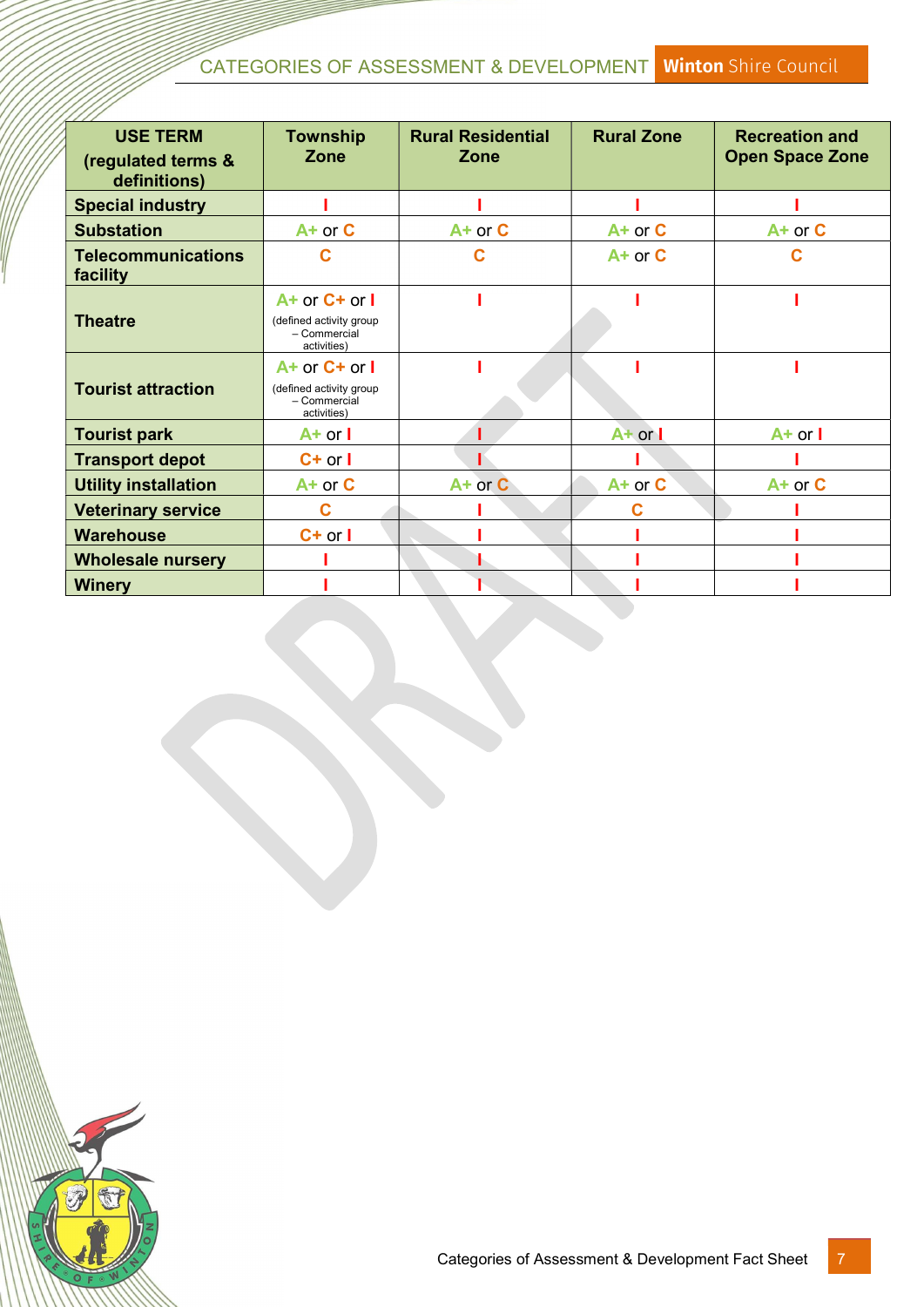| USE TERM (regulated terms & definitions) | Township Zone | Rural Residential Zone | Rural Zone | Recreation and Open Space Zone |
|---|---|---|---|---|
| **Special industry** | I | I | I | I |
| **Substation** | A+ or C | A+ or C | A+ or C | A+ or C |
| **Telecommunications facility** | C | C | A+ or C | C |
| **Theatre** | A+ or C+ or I (defined activity group – Commercial activities) | I | I | I |
| **Tourist attraction** | A+ or C+ or I (defined activity group – Commercial activities) | I | I | I |
| **Tourist park** | A+ or I | I | A+ or I | A+ or I |
| **Transport depot** | C+ or I | I | I | I |
| **Utility installation** | A+ or C | A+ or C | A+ or C | A+ or C |
| **Veterinary service** | C | I | C | I |
| **Warehouse** | C+ or I | I | I | I |
| **Wholesale nursery** | I | I | I | I |
| **Winery** | I | I | I | I |